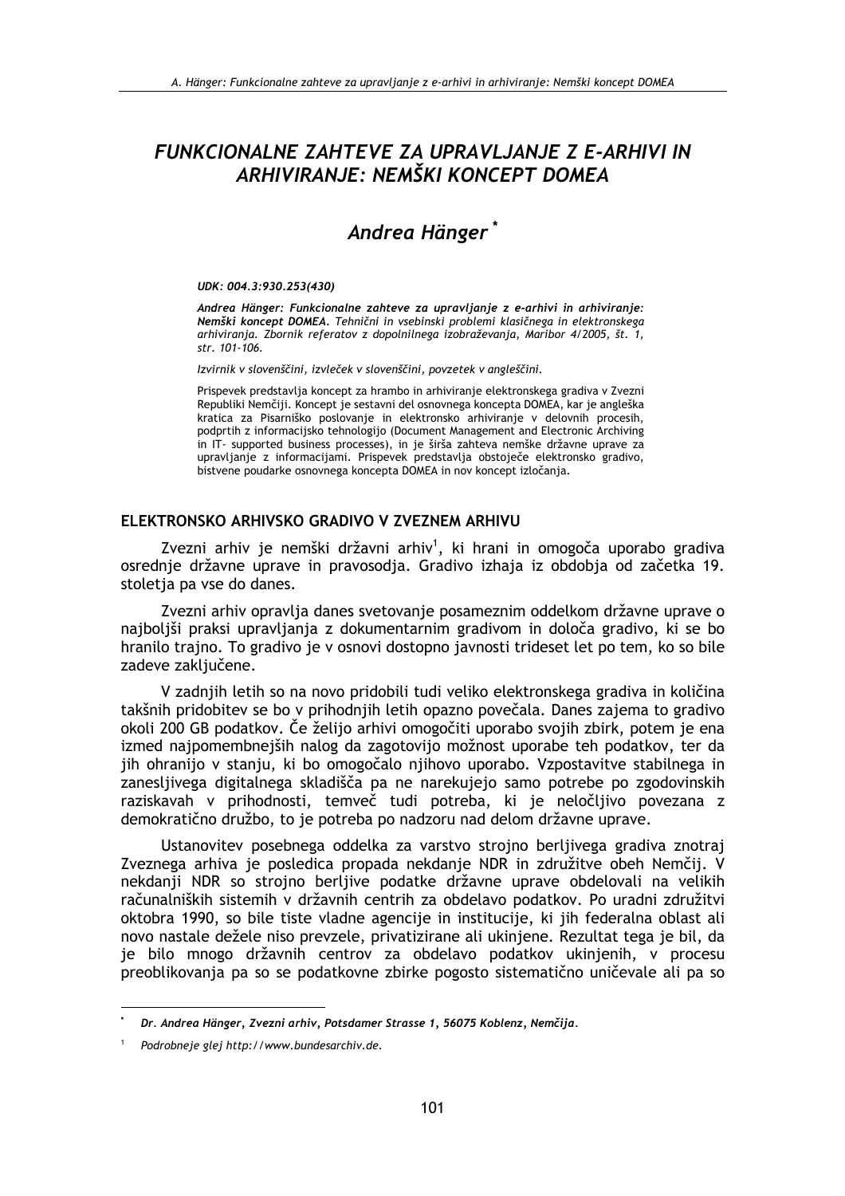# FUNKCIONALNE ZAHTEVE ZA UPRAVLJANJE Z E-ARHIVI IN ARHIVIRANJE: NEMŠKI KONCEPT DOMEA

## *Andrea Hänger* *

***UDK: 004.3:930.253(430)***

***Andrea Hänger: Funkcionalne zahteve za upravljanje z e-arhivi in arhiviranje: Nemški koncept DOMEA.*** *Tehnični in vsebinski problemi klasičnega in elektronskega arhiviranja. Zbornik referatov z dopolnilnega izobraževanja, Maribor 4/2005, št. 1, str. 101-106.*

*Izvirnik v slovenščini, izvleček v slovenščini, povzetek v angleščini.*

Prispevek predstavlja koncept za hrambo in arhiviranje elektronskega gradiva v Zvezni Republiki Nemčiji. Koncept je sestavni del osnovnega koncepta DOMEA, kar je angleška kratica za Pisarniško poslovanje in elektronsko arhiviranje v delovnih procesih, podprtih z informacijsko tehnologijo (Document Management and Electronic Archiving in IT- supported business processes), in je širša zahteva nemške državne uprave za upravljanje z informacijami. Prispevek predstavlja obstoječe elektronsko gradivo, bistvene poudarke osnovnega koncepta DOMEA in nov koncept izločanja.

### ELEKTRONSKO ARHIVSKO GRADIVO V ZVEZNEM ARHIVU

Zvezni arhiv je nemški državni arhiv[1], ki hrani in omogoča uporabo gradiva osrednje državne uprave in pravosodja. Gradivo izhaja iz obdobja od začetka 19. stoletja pa vse do danes.

Zvezni arhiv opravlja danes svetovanje posameznim oddelkom državne uprave o najboljši praksi upravljanja z dokumentarnim gradivom in določa gradivo, ki se bo hranilo trajno. To gradivo je v osnovi dostopno javnosti trideset let po tem, ko so bile zadeve zaključene.

V zadnjih letih so na novo pridobili tudi veliko elektronskega gradiva in količina takšnih pridobitev se bo v prihodnjih letih opazno povečala. Danes zajema to gradivo okoli 200 GB podatkov. Če želijo arhivi omogočiti uporabo svojih zbirk, potem je ena izmed najpomembnejših nalog da zagotovijo možnost uporabe teh podatkov, ter da jih ohranijo v stanju, ki bo omogočalo njihovo uporabo. Vzpostavitve stabilnega in zanesljivega digitalnega skladišča pa ne narekujejo samo potrebe po zgodovinskih raziskavah v prihodnosti, temveč tudi potreba, ki je neločljivo povezana z demokratično družbo, to je potreba po nadzoru nad delom državne uprave.

Ustanovitev posebnega oddelka za varstvo strojno berljivega gradiva znotraj Zveznega arhiva je posledica propada nekdanje NDR in združitve obeh Nemčij. V nekdanji NDR so strojno berljive podatke državne uprave obdelovali na velikih računalniških sistemih v državnih centrih za obdelavo podatkov. Po uradni združitvi oktobra 1990, so bile tiste vladne agencije in institucije, ki jih federalna oblast ali novo nastale dežele niso prevzele, privatizirane ali ukinjene. Rezultat tega je bil, da je bilo mnogo državnih centrov za obdelavo podatkov ukinjenih, v procesu preoblikovanja pa so se podatkovne zbirke pogosto sistematično uničevale ali pa so

---

\* *Dr. Andrea Hänger, Zvezni arhiv, Potsdamer Strasse 1, 56075 Koblenz, Nemčija.*

[1] *Podrobneje glej http://www.bundesarchiv.de.*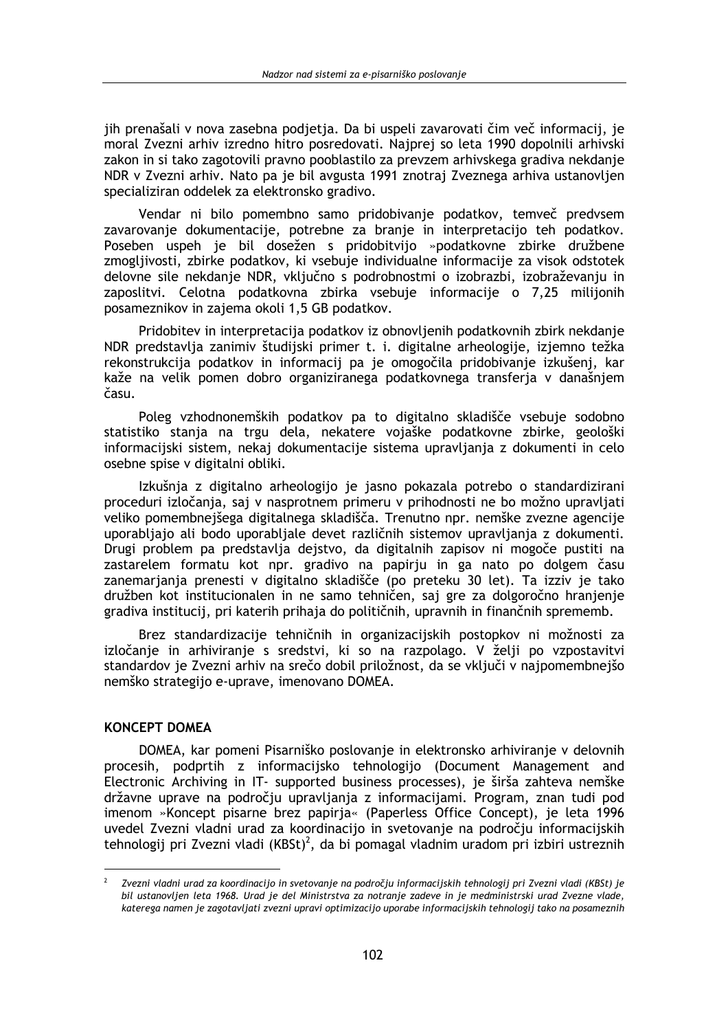jih prenašali v nova zasebna podjetja. Da bi uspeli zavarovati čim več informacij, je moral Zvezni arhiv izredno hitro posredovati. Najprej so leta 1990 dopolnili arhivski zakon in si tako zagotovili pravno pooblastilo za prevzem arhivskega gradiva nekdanje NDR v Zvezni arhiv. Nato pa je bil avgusta 1991 znotraj Zveznega arhiva ustanovljen specializiran oddelek za elektronsko gradivo.

Vendar ni bilo pomembno samo pridobivanje podatkov, temveč predvsem zavarovanje dokumentacije, potrebne za branje in interpretacijo teh podatkov. Poseben uspeh je bil dosežen s pridobitvijo »podatkovne zbirke družbene zmogljivosti, zbirke podatkov, ki vsebuje individualne informacije za visok odstotek delovne sile nekdanje NDR, vključno s podrobnostmi o izobrazbi, izobraževanju in zaposlitvi. Celotna podatkovna zbirka vsebuje informacije o 7,25 milijonih posameznikov in zajema okoli 1,5 GB podatkov.

Pridobitev in interpretacija podatkov iz obnovljenih podatkovnih zbirk nekdanje NDR predstavlja zanimiv študijski primer t. i. digitalne arheologije, izjemno težka rekonstrukcija podatkov in informacij pa je omogočila pridobivanje izkušenj, kar kaže na velik pomen dobro organiziranega podatkovnega transferja v današnjem času.

Poleg vzhodnonemških podatkov pa to digitalno skladišče vsebuje sodobno statistiko stanja na trgu dela, nekatere vojaške podatkovne zbirke, geološki informacijski sistem, nekaj dokumentacije sistema upravljanja z dokumenti in celo osebne spise v digitalni obliki.

Izkušnja z digitalno arheologijo je jasno pokazala potrebo o standardizirani proceduri izločanja, saj v nasprotnem primeru v prihodnosti ne bo možno upravljati veliko pomembnejšega digitalnega skladišča. Trenutno npr. nemške zvezne agencije uporabljajo ali bodo uporabljale devet različnih sistemov upravljanja z dokumenti. Drugi problem pa predstavlja dejstvo, da digitalnih zapisov ni mogoče pustiti na zastarelem formatu kot npr. gradivo na papirju in ga nato po dolgem času zanemarjanja prenesti v digitalno skladišče (po preteku 30 let). Ta izziv je tako družben kot institucionalen in ne samo tehničen, saj gre za dolgoročno hranjenje gradiva institucij, pri katerih prihaja do političnih, upravnih in finančnih sprememb.

Brez standardizacije tehničnih in organizacijskih postopkov ni možnosti za izločanje in arhiviranje s sredstvi, ki so na razpolago. V želji po vzpostavitvi standardov je Zvezni arhiv na srečo dobil priložnost, da se vključi v najpomembnejšo nemško strategijo e-uprave, imenovano DOMEA.

**KONCEPT DOMEA**

DOMEA, kar pomeni Pisarniško poslovanje in elektronsko arhiviranje v delovnih procesih, podprtih z informacijsko tehnologijo (Document Management and Electronic Archiving in IT- supported business processes), je širša zahteva nemške državne uprave na področju upravljanja z informacijami. Program, znan tudi pod imenom »Koncept pisarne brez papirja« (Paperless Office Concept), je leta 1996 uvedel Zvezni vladni urad za koordinacijo in svetovanje na področju informacijskih tehnologij pri Zvezni vladi (KBSt)[2], da bi pomagal vladnim uradom pri izbiri ustreznih

[2] *Zvezni vladni urad za koordinacijo in svetovanje na področju informacijskih tehnologij pri Zvezni vladi (KBSt) je bil ustanovljen leta 1968. Urad je del Ministrstva za notranje zadeve in je medministrski urad Zvezne vlade, katerega namen je zagotavljati zvezni upravi optimizacijo uporabe informacijskih tehnologij tako na posameznih*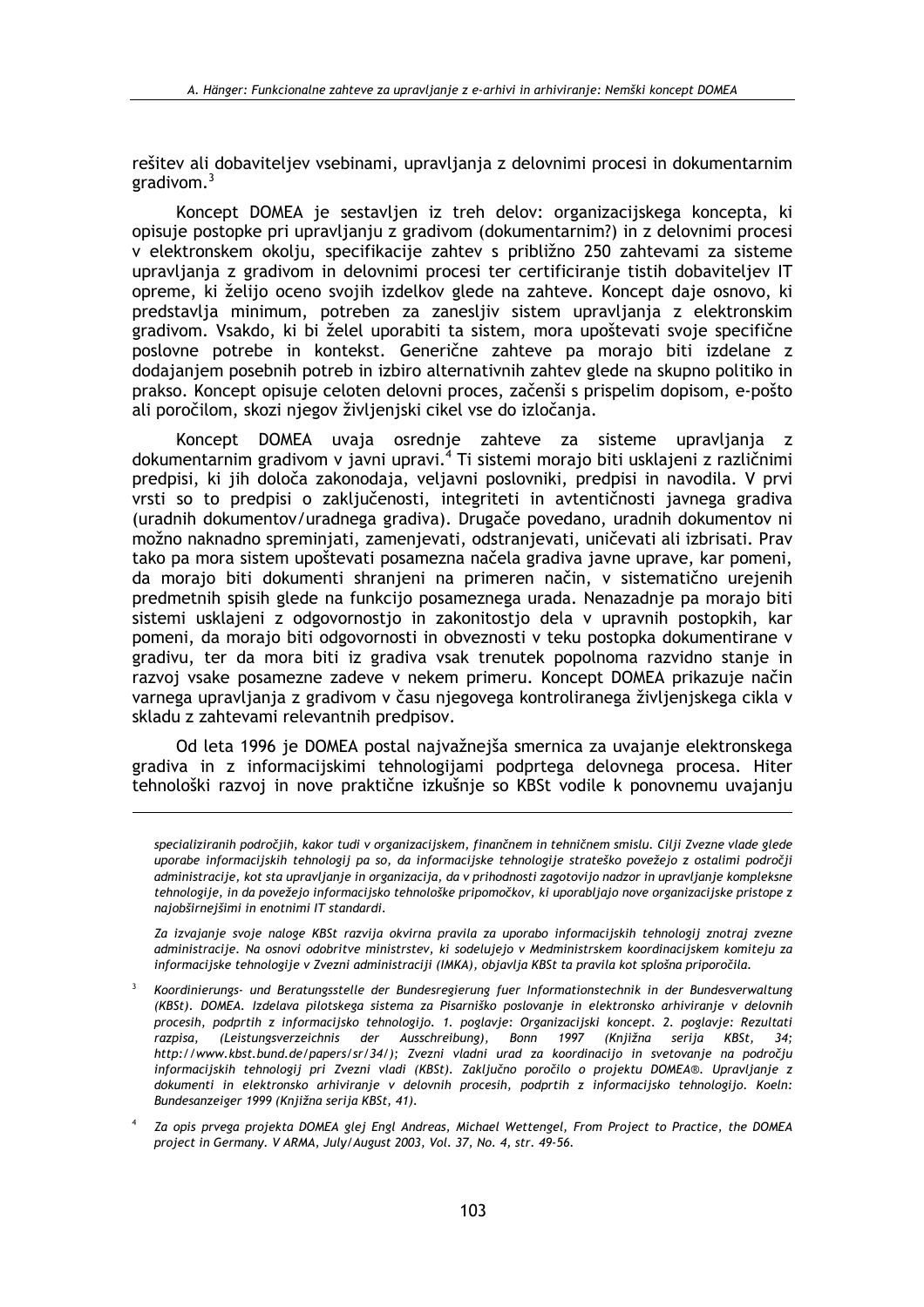rešitev ali dobaviteljev vsebinami, upravljanja z delovnimi procesi in dokumentarnim gradivom.[3]

Koncept DOMEA je sestavljen iz treh delov: organizacijskega koncepta, ki opisuje postopke pri upravljanju z gradivom (dokumentarnim?) in z delovnimi procesi v elektronskem okolju, specifikacije zahtev s približno 250 zahtevami za sisteme upravljanja z gradivom in delovnimi procesi ter certificiranje tistih dobaviteljev IT opreme, ki želijo oceno svojih izdelkov glede na zahteve. Koncept daje osnovo, ki predstavlja minimum, potreben za zanesljiv sistem upravljanja z elektronskim gradivom. Vsakdo, ki bi želel uporabiti ta sistem, mora upoštevati svoje specifične poslovne potrebe in kontekst. Generične zahteve pa morajo biti izdelane z dodajanjem posebnih potreb in izbiro alternativnih zahtev glede na skupno politiko in prakso. Koncept opisuje celoten delovni proces, začenši s prispelim dopisom, e-pošto ali poročilom, skozi njegov življenjski cikel vse do izločanja.

Koncept DOMEA uvaja osrednje zahteve za sisteme upravljanja z dokumentarnim gradivom v javni upravi.[4] Ti sistemi morajo biti usklajeni z različnimi predpisi, ki jih določa zakonodaja, veljavni poslovniki, predpisi in navodila. V prvi vrsti so to predpisi o zaključenosti, integriteti in avtentičnosti javnega gradiva (uradnih dokumentov/uradnega gradiva). Drugače povedano, uradnih dokumentov ni možno naknadno spreminjati, zamenjevati, odstranjevati, uničevati ali izbrisati. Prav tako pa mora sistem upoštevati posamezna načela gradiva javne uprave, kar pomeni, da morajo biti dokumenti shranjeni na primeren način, v sistematično urejenih predmetnih spisih glede na funkcijo posameznega urada. Nenazadnje pa morajo biti sistemi usklajeni z odgovornostjo in zakonitostjo dela v upravnih postopkih, kar pomeni, da morajo biti odgovornosti in obveznosti v teku postopka dokumentirane v gradivu, ter da mora biti iz gradiva vsak trenutek popolnoma razvidno stanje in razvoj vsake posamezne zadeve v nekem primeru. Koncept DOMEA prikazuje način varnega upravljanja z gradivom v času njegovega kontroliranega življenjskega cikla v skladu z zahtevami relevantnih predpisov.

Od leta 1996 je DOMEA postal najvažnejša smernica za uvajanje elektronskega gradiva in z informacijskimi tehnologijami podprtega delovnega procesa. Hiter tehnološki razvoj in nove praktične izkušnje so KBSt vodile k ponovnemu uvajanju

---

*specializiranih področjih, kakor tudi v organizacijskem, finančnem in tehničnem smislu. Cilji Zvezne vlade glede uporabe informacijskih tehnologij pa so, da informacijske tehnologije strateško povežejo z ostalimi področji administracije, kot sta upravljanje in organizacija, da v prihodnosti zagotovijo nadzor in upravljanje kompleksne tehnologije, in da povežejo informacijsko tehnološke pripomočkov, ki uporabljajo nove organizacijske pristope z najobširnejšimi in enotnimi IT standardi.*

*Za izvajanje svoje naloge KBSt razvija okvirna pravila za uporabo informacijskih tehnologij znotraj zvezne administracije. Na osnovi odobritve ministrstev, ki sodelujejo v Medministrskem koordinacijskem komiteju za informacijske tehnologije v Zvezni administraciji (IMKA), objavlja KBSt ta pravila kot splošna priporočila.*

[3] *Koordinierungs- und Beratungsstelle der Bundesregierung fuer Informationstechnik in der Bundesverwaltung (KBSt). DOMEA. Izdelava pilotskega sistema za Pisarniško poslovanje in elektronsko arhiviranje v delovnih procesih, podprtih z informacijsko tehnologijo. 1. poglavje: Organizacijski koncept. 2. poglavje: Rezultati razpisa, (Leistungsverzeichnis der Ausschreibung), Bonn 1997 (Knjižna serija KBSt, 34; http://www.kbst.bund.de/papers/sr/34/); Zvezni vladni urad za koordinacijo in svetovanje na področju informacijskih tehnologij pri Zvezni vladi (KBSt). Zaključno poročilo o projektu DOMEA®. Upravljanje z dokumenti in elektronsko arhiviranje v delovnih procesih, podprtih z informacijsko tehnologijo. Koeln: Bundesanzeiger 1999 (Knjižna serija KBSt, 41).*

[4] *Za opis prvega projekta DOMEA glej Engl Andreas, Michael Wettengel, From Project to Practice, the DOMEA project in Germany. V ARMA, July/August 2003, Vol. 37, No. 4, str. 49-56.*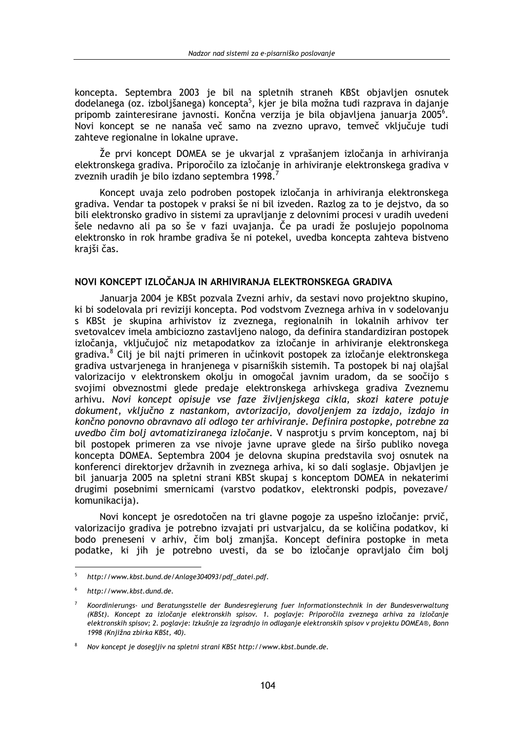koncepta. Septembra 2003 je bil na spletnih straneh KBSt objavljen osnutek dodelanega (oz. izboljšanega) koncepta[5], kjer je bila možna tudi razprava in dajanje pripomb zainteresirane javnosti. Končna verzija je bila objavljena januarja 2005[6]. Novi koncept se ne nanaša več samo na zvezno upravo, temveč vključuje tudi zahteve regionalne in lokalne uprave.

Že prvi koncept DOMEA se je ukvarjal z vprašanjem izločanja in arhiviranja elektronskega gradiva. Priporočilo za izločanje in arhiviranje elektronskega gradiva v zveznih uradih je bilo izdano septembra 1998.[7]

Koncept uvaja zelo podroben postopek izločanja in arhiviranja elektronskega gradiva. Vendar ta postopek v praksi še ni bil izveden. Razlog za to je dejstvo, da so bili elektronsko gradivo in sistemi za upravljanje z delovnimi procesi v uradih uvedeni šele nedavno ali pa so še v fazi uvajanja. Če pa uradi že poslujejo popolnoma elektronsko in rok hrambe gradiva še ni potekel, uvedba koncepta zahteva bistveno krajši čas.

## NOVI KONCEPT IZLOČANJA IN ARHIVIRANJA ELEKTRONSKEGA GRADIVA

Januarja 2004 je KBSt pozvala Zvezni arhiv, da sestavi novo projektno skupino, ki bi sodelovala pri reviziji koncepta. Pod vodstvom Zveznega arhiva in v sodelovanju s KBSt je skupina arhivistov iz zveznega, regionalnih in lokalnih arhivov ter svetovalcev imela ambiciozno zastavljeno nalogo, da definira standardiziran postopek izločanja, vključujoč niz metapodatkov za izločanje in arhiviranje elektronskega gradiva.[8] Cilj je bil najti primeren in učinkovit postopek za izločanje elektronskega gradiva ustvarjenega in hranjenega v pisarniških sistemih. Ta postopek bi naj olajšal valorizacijo v elektronskem okolju in omogočal javnim uradom, da se soočijo s svojimi obveznostmi glede predaje elektronskega arhivskega gradiva Zveznemu arhivu. *Novi koncept opisuje vse faze življenjskega cikla, skozi katere potuje dokument, vključno z nastankom, avtorizacijo, dovoljenjem za izdajo, izdajo in končno ponovno obravnavo ali odlogo ter arhiviranje. Definira postopke, potrebne za uvedbo čim bolj avtomatiziranega izločanje.* V nasprotju s prvim konceptom, naj bi bil postopek primeren za vse nivoje javne uprave glede na širšo publiko novega koncepta DOMEA. Septembra 2004 je delovna skupina predstavila svoj osnutek na konferenci direktorjev državnih in zveznega arhiva, ki so dali soglasje. Objavljen je bil januarja 2005 na spletni strani KBSt skupaj s konceptom DOMEA in nekaterimi drugimi posebnimi smernicami (varstvo podatkov, elektronski podpis, povezave/ komunikacija).

Novi koncept je osredotočen na tri glavne pogoje za uspešno izločanje: prvič, valorizacijo gradiva je potrebno izvajati pri ustvarjalcu, da se količina podatkov, ki bodo preneseni v arhiv, čim bolj zmanjša. Koncept definira postopke in meta podatke, ki jih je potrebno uvesti, da se bo izločanje opravljalo čim bolj

---

[5] *http://www.kbst.bund.de/Anlage304093/pdf_datei.pdf.*

[6] *http://www.kbst.dund.de.*

[7] *Koordinierungs- und Beratungsstelle der Bundesregierung fuer Informationstechnik in der Bundesverwaltung (KBSt). Koncept za izločanje elektronskih spisov. 1. poglavje: Priporočila zveznega arhiva za izločanje elektronskih spisov; 2. poglavje: Izkušnje za izgradnjo in odlaganje elektronskih spisov v projektu DOMEA®, Bonn 1998 (Knjižna zbirka KBSt, 40).*

[8] *Nov koncept je dosegljiv na spletni strani KBSt http://www.kbst.bunde.de.*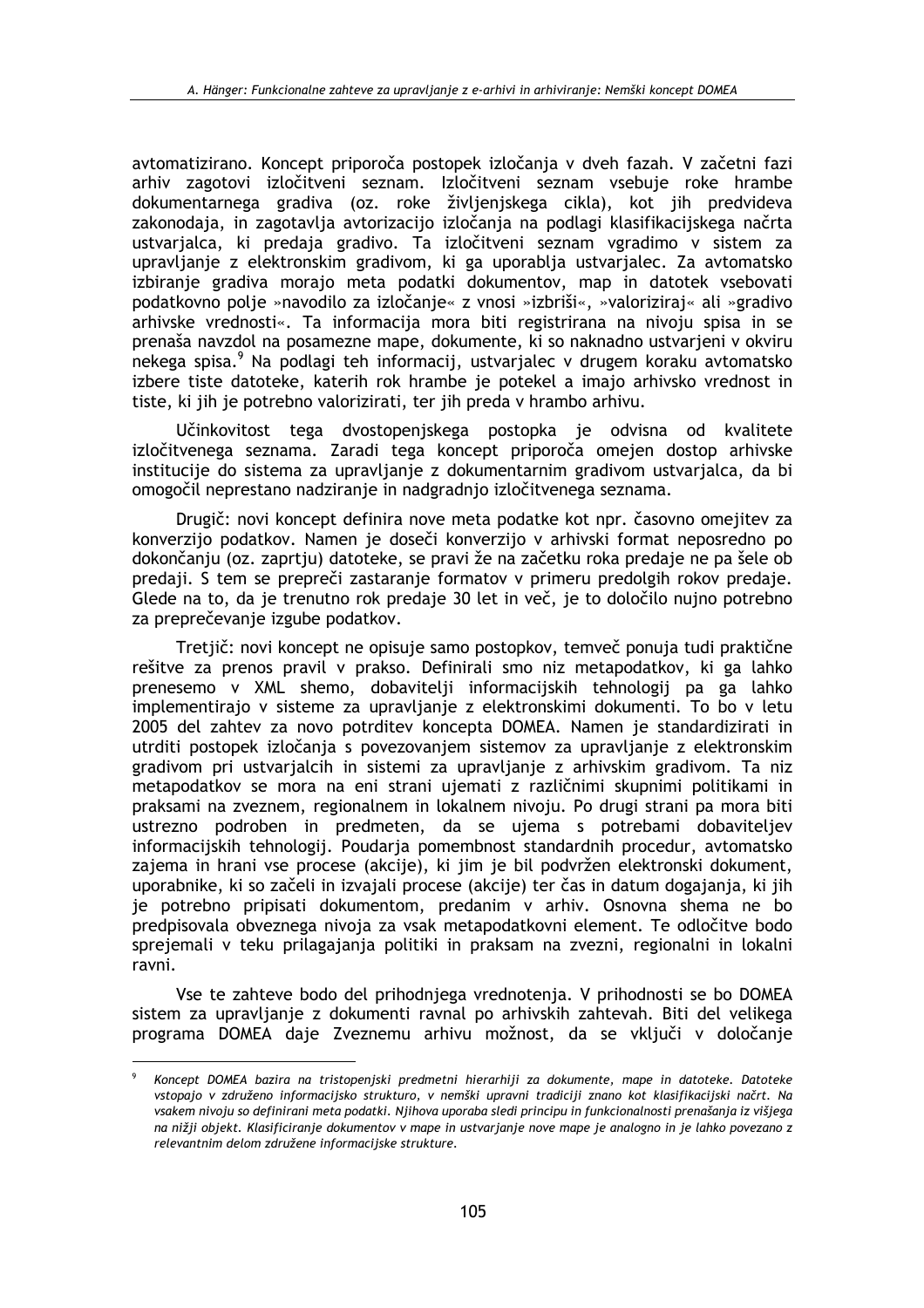avtomatizirano. Koncept priporoča postopek izločanja v dveh fazah. V začetni fazi arhiv zagotovi izločitveni seznam. Izločitveni seznam vsebuje roke hrambe dokumentarnega gradiva (oz. roke življenjskega cikla), kot jih predvideva zakonodaja, in zagotavlja avtorizacijo izločanja na podlagi klasifikacijskega načrta ustvarjalca, ki predaja gradivo. Ta izločitveni seznam vgradimo v sistem za upravljanje z elektronskim gradivom, ki ga uporablja ustvarjalec. Za avtomatsko izbiranje gradiva morajo meta podatki dokumentov, map in datotek vsebovati podatkovno polje »navodilo za izločanje« z vnosi »izbriši«, »valoriziraj« ali »gradivo arhivske vrednosti«. Ta informacija mora biti registrirana na nivoju spisa in se prenaša navzdol na posamezne mape, dokumente, ki so naknadno ustvarjeni v okviru nekega spisa.[9] Na podlagi teh informacij, ustvarjalec v drugem koraku avtomatsko izbere tiste datoteke, katerih rok hrambe je potekel a imajo arhivsko vrednost in tiste, ki jih je potrebno valorizirati, ter jih preda v hrambo arhivu.

Učinkovitost tega dvostopenjskega postopka je odvisna od kvalitete izločitvenega seznama. Zaradi tega koncept priporoča omejen dostop arhivske institucije do sistema za upravljanje z dokumentarnim gradivom ustvarjalca, da bi omogočil neprestano nadziranje in nadgradnjo izločitvenega seznama.

Drugič: novi koncept definira nove meta podatke kot npr. časovno omejitev za konverzijo podatkov. Namen je doseči konverzijo v arhivski format neposredno po dokončanju (oz. zaprtju) datoteke, se pravi že na začetku roka predaje ne pa šele ob predaji. S tem se prepreči zastaranje formatov v primeru predolgih rokov predaje. Glede na to, da je trenutno rok predaje 30 let in več, je to določilo nujno potrebno za preprečevanje izgube podatkov.

Tretjič: novi koncept ne opisuje samo postopkov, temveč ponuja tudi praktične rešitve za prenos pravil v prakso. Definirali smo niz metapodatkov, ki ga lahko prenesemo v XML shemo, dobavitelji informacijskih tehnologij pa ga lahko implementirajo v sisteme za upravljanje z elektronskimi dokumenti. To bo v letu 2005 del zahtev za novo potrditev koncepta DOMEA. Namen je standardizirati in utrditi postopek izločanja s povezovanjem sistemov za upravljanje z elektronskim gradivom pri ustvarjalcih in sistemi za upravljanje z arhivskim gradivom. Ta niz metapodatkov se mora na eni strani ujemati z različnimi skupnimi politikami in praksami na zveznem, regionalnem in lokalnem nivoju. Po drugi strani pa mora biti ustrezno podroben in predmeten, da se ujema s potrebami dobaviteljev informacijskih tehnologij. Poudarja pomembnost standardnih procedur, avtomatsko zajema in hrani vse procese (akcije), ki jim je bil podvržen elektronski dokument, uporabnike, ki so začeli in izvajali procese (akcije) ter čas in datum dogajanja, ki jih je potrebno pripisati dokumentom, predanim v arhiv. Osnovna shema ne bo predpisovala obveznega nivoja za vsak metapodatkovni element. Te odločitve bodo sprejemali v teku prilagajanja politiki in praksam na zvezni, regionalni in lokalni ravni.

Vse te zahteve bodo del prihodnjega vrednotenja. V prihodnosti se bo DOMEA sistem za upravljanje z dokumenti ravnal po arhivskih zahtevah. Biti del velikega programa DOMEA daje Zveznemu arhivu možnost, da se vključi v določanje

---

[9] *Koncept DOMEA bazira na tristopenjski predmetni hierarhiji za dokumente, mape in datoteke. Datoteke vstopajo v združeno informacijsko strukturo, v nemški upravni tradiciji znano kot klasifikacijski načrt. Na vsakem nivoju so definirani meta podatki. Njihova uporaba sledi principu in funkcionalnosti prenašanja iz višjega na nižji objekt. Klasificiranje dokumentov v mape in ustvarjanje nove mape je analogno in je lahko povezano z relevantnim delom združene informacijske strukture.*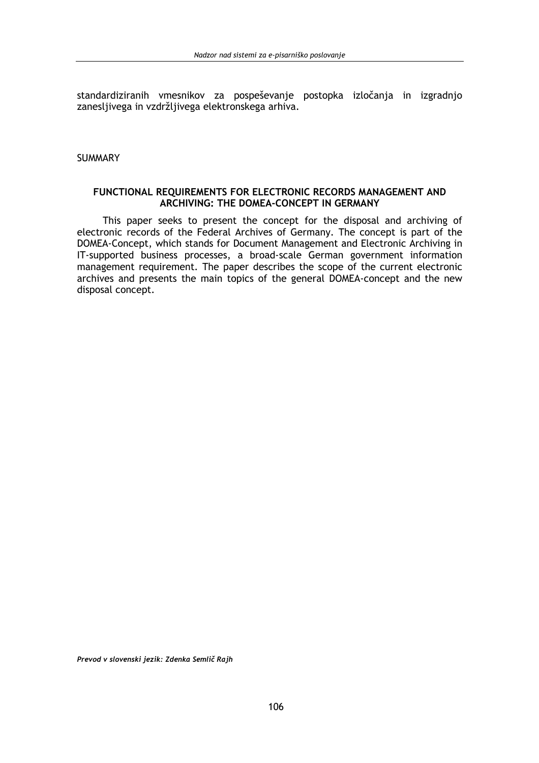standardiziranih vmesnikov za pospeševanje postopka izločanja in izgradnjo zanesljivega in vzdržljivega elektronskega arhiva.

SUMMARY

**FUNCTIONAL REQUIREMENTS FOR ELECTRONIC RECORDS MANAGEMENT AND ARCHIVING: THE DOMEA-CONCEPT IN GERMANY**

This paper seeks to present the concept for the disposal and archiving of electronic records of the Federal Archives of Germany. The concept is part of the DOMEA-Concept, which stands for Document Management and Electronic Archiving in IT-supported business processes, a broad-scale German government information management requirement. The paper describes the scope of the current electronic archives and presents the main topics of the general DOMEA-concept and the new disposal concept.

***Prevod v slovenski jezik: Zdenka Semlič Rajh***